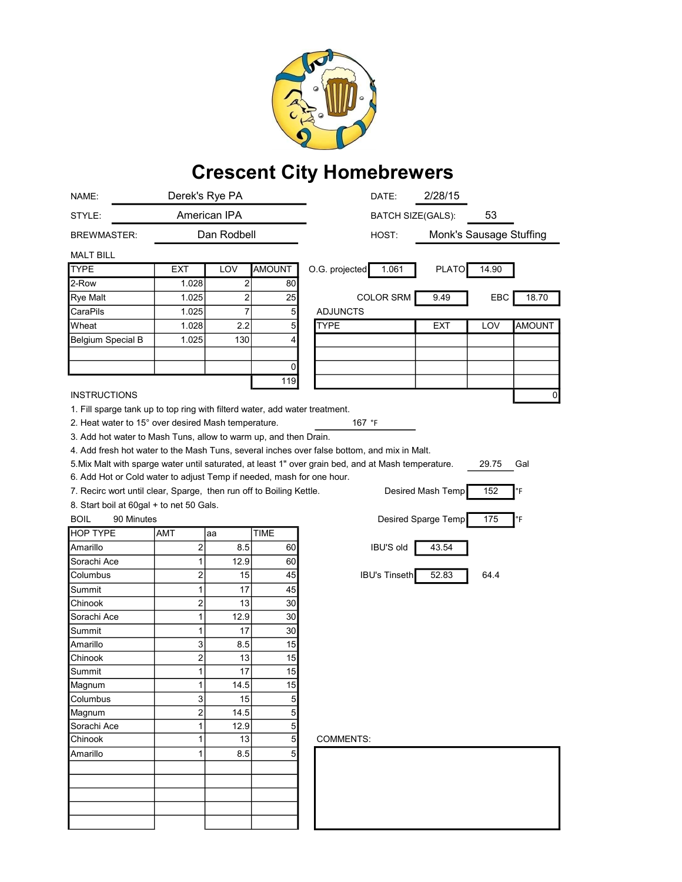# Crescent City Homebrewers

NAME: Derek's Rye PA

DATE: 2/28/15

STYLE: American IPA

BATCH SIZE(GALS): 53

BREWMASTER: Dan Rodbell

HOST: Monk's Sausage Stuffing

MALT BILL

| TYPE | EXT | LOV | AMOUNT |
|---|---|---|---|
| 2-Row | 1.028 | 2 | 80 |
| Rye Malt | 1.025 | 2 | 25 |
| CaraPils | 1.025 | 7 | 5 |
| Wheat | 1.028 | 2.2 | 5 |
| Belgium Special B | 1.025 | 130 | 4 |
| | | | |
| | | | 0 |
| | | | 119 |

O.G. projected: 1.061

PLATO: 14.90

COLOR SRM: 9.49

EBC: 18.70

ADJUNCTS

| TYPE | EXT | LOV | AMOUNT |
|---|---|---|---|
| | | | |
| | | | |
| | | | |
| | | | |
| | | | 0 |

INSTRUCTIONS

1. Fill sparge tank up to top ring with filterd water, add water treatment.
2. Heat water to 15° over desired Mash temperature. 167 °F
3. Add hot water to Mash Tuns, allow to warm up, and then Drain.
4. Add fresh hot water to the Mash Tuns, several inches over false bottom, and mix in Malt.
5. Mix Malt with sparge water until saturated, at least 1" over grain bed, and at Mash temperature. 29.75 Gal
6. Add Hot or Cold water to adjust Temp if needed, mash for one hour.
7. Recirc wort until clear, Sparge, then run off to Boiling Kettle.
8. Start boil at 60gal + to net 50 Gals.

Desired Mash Temp: 152 °F

Desired Sparge Temp: 175 °F

BOIL 90 Minutes

| HOP TYPE | AMT | aa | TIME |
|---|---|---|---|
| Amarillo | 2 | 8.5 | 60 |
| Sorachi Ace | 1 | 12.9 | 60 |
| Columbus | 2 | 15 | 45 |
| Summit | 1 | 17 | 45 |
| Chinook | 2 | 13 | 30 |
| Sorachi Ace | 1 | 12.9 | 30 |
| Summit | 1 | 17 | 30 |
| Amarillo | 3 | 8.5 | 15 |
| Chinook | 2 | 13 | 15 |
| Summit | 1 | 17 | 15 |
| Magnum | 1 | 14.5 | 15 |
| Columbus | 3 | 15 | 5 |
| Magnum | 2 | 14.5 | 5 |
| Sorachi Ace | 1 | 12.9 | 5 |
| Chinook | 1 | 13 | 5 |
| Amarillo | 1 | 8.5 | 5 |
| | | | |
| | | | |
| | | | |
| | | | |
| | | | |

IBU'S old: 43.54

IBU's Tinseth: 52.83 64.4

COMMENTS: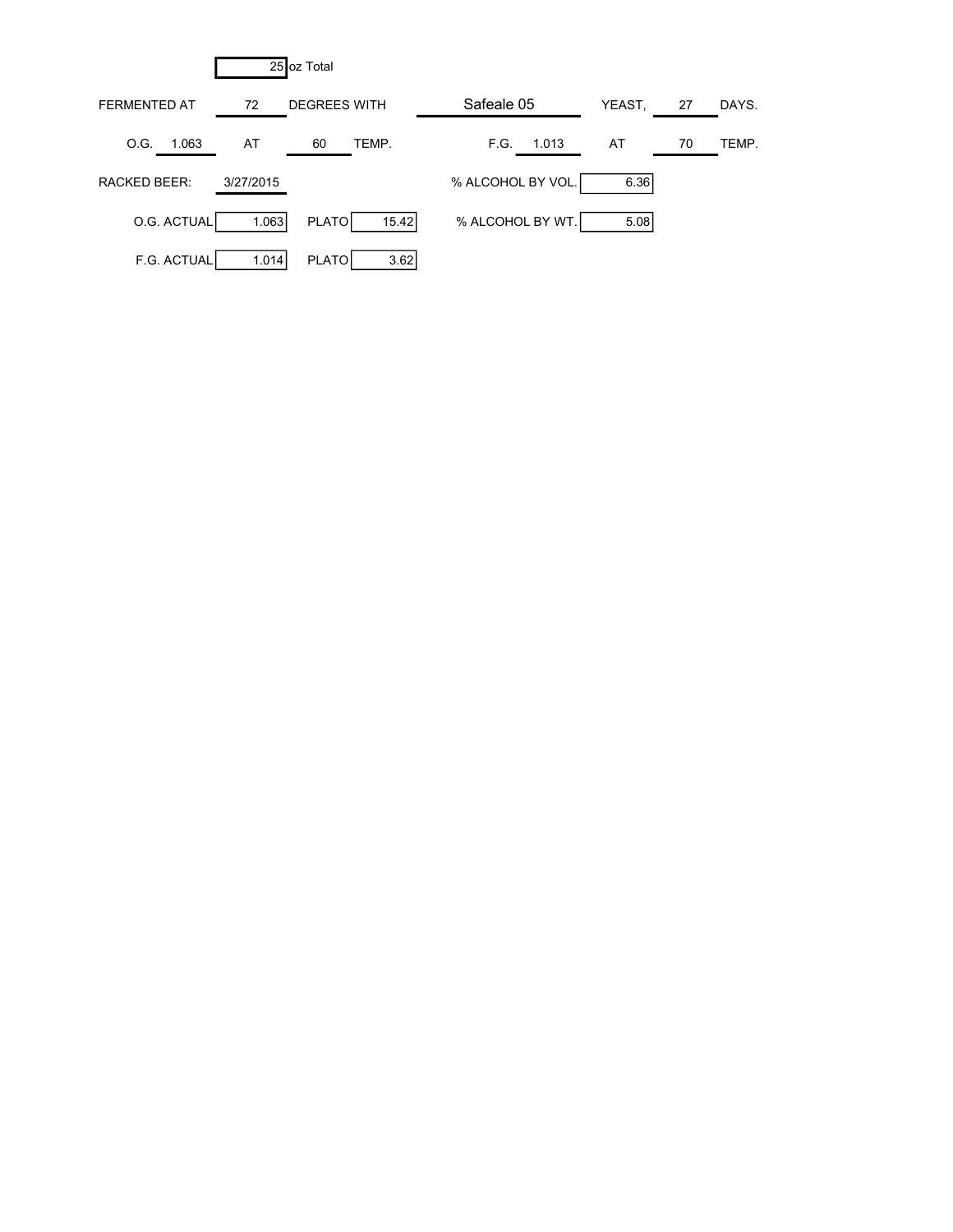25 oz Total

FERMENTED AT 72 DEGREES WITH Safeale 05 YEAST, 27 DAYS.

O.G. 1.063 AT 60 TEMP. F.G. 1.013 AT 70 TEMP.

| | | | | | |
|---|---|---|---|---|---|
| RACKED BEER: | 3/27/2015 | | | % ALCOHOL BY VOL. | 6.36 |
| O.G. ACTUAL | 1.063 | PLATO | 15.42 | % ALCOHOL BY WT. | 5.08 |
| F.G. ACTUAL | 1.014 | PLATO | 3.62 | | |